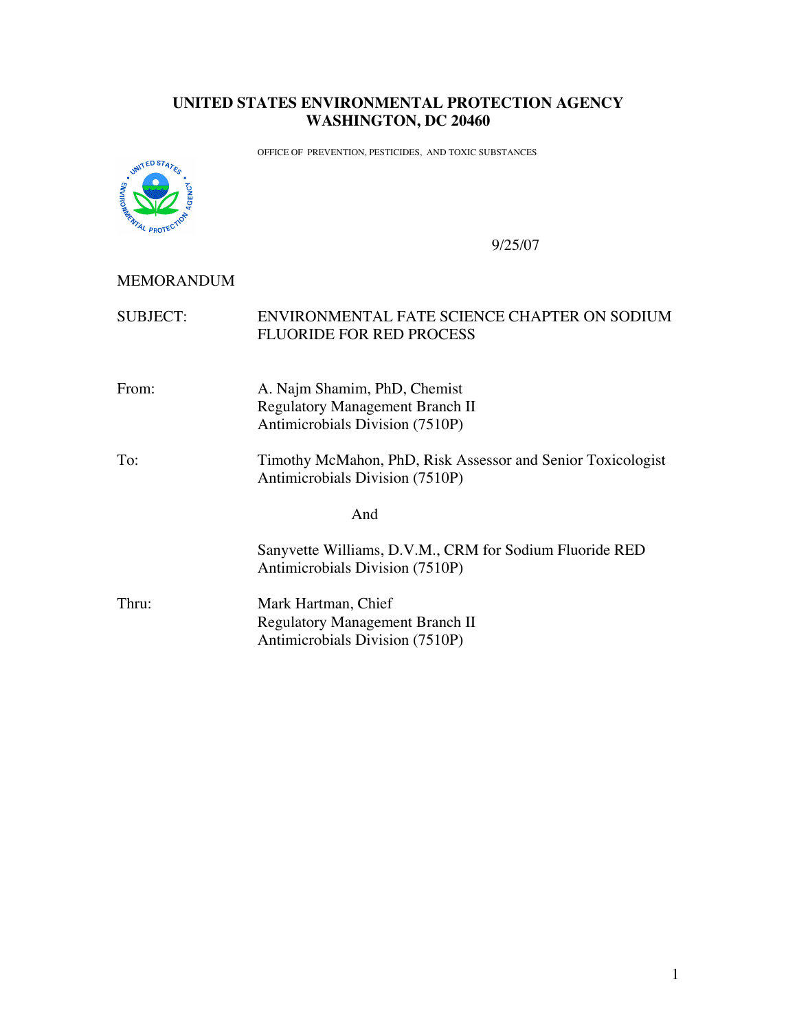# UNITED STATES ENVIRONMENTAL PROTECTION AGENCY
## WASHINGTON, DC 20460

OFFICE OF PREVENTION, PESTICIDES, AND TOXIC SUBSTANCES

9/25/07

MEMORANDUM

SUBJECT: ENVIRONMENTAL FATE SCIENCE CHAPTER ON SODIUM FLUORIDE FOR RED PROCESS

From: A. Najm Shamim, PhD, Chemist
Regulatory Management Branch II
Antimicrobials Division (7510P)

To: Timothy McMahon, PhD, Risk Assessor and Senior Toxicologist
Antimicrobials Division (7510P)

And

Sanyvette Williams, D.V.M., CRM for Sodium Fluoride RED
Antimicrobials Division (7510P)

Thru: Mark Hartman, Chief
Regulatory Management Branch II
Antimicrobials Division (7510P)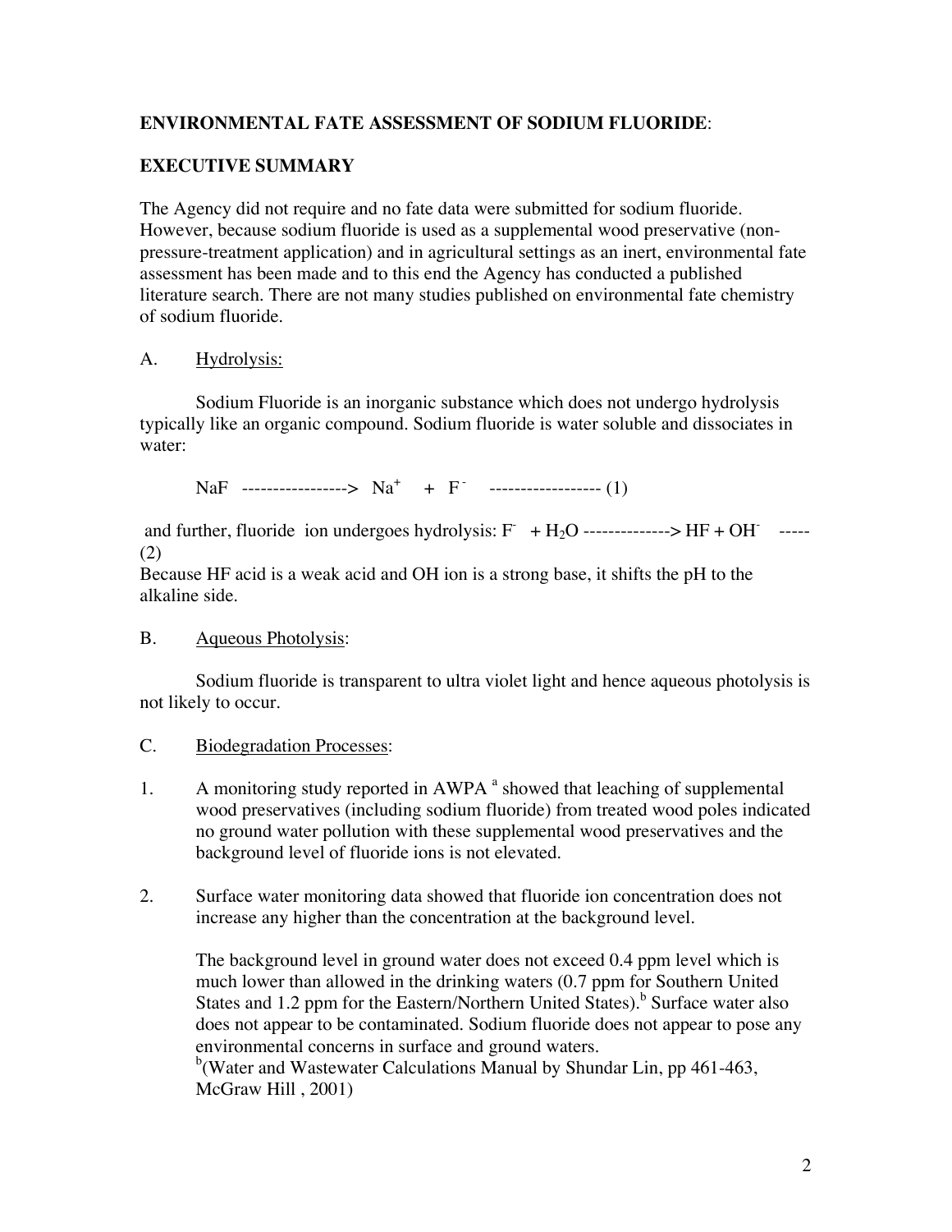**ENVIRONMENTAL FATE ASSESSMENT OF SODIUM FLUORIDE**:

**EXECUTIVE SUMMARY**

The Agency did not require and no fate data were submitted for sodium fluoride. However, because sodium fluoride is used as a supplemental wood preservative (non-pressure-treatment application) and in agricultural settings as an inert, environmental fate assessment has been made and to this end the Agency has conducted a published literature search. There are not many studies published on environmental fate chemistry of sodium fluoride.

A. Hydrolysis:

Sodium Fluoride is an inorganic substance which does not undergo hydrolysis typically like an organic compound. Sodium fluoride is water soluble and dissociates in water:

$NaF$ -----------------> $Na^+$ + $F^-$ ------------------ (1)

and further, fluoride ion undergoes hydrolysis: $F^-$ + $H_2O$ --------------> $HF$ + $OH^-$ ----- (2)

Because HF acid is a weak acid and OH ion is a strong base, it shifts the pH to the alkaline side.

B. Aqueous Photolysis:

Sodium fluoride is transparent to ultra violet light and hence aqueous photolysis is not likely to occur.

C. Biodegradation Processes:

1. A monitoring study reported in AWPA [a] showed that leaching of supplemental wood preservatives (including sodium fluoride) from treated wood poles indicated no ground water pollution with these supplemental wood preservatives and the background level of fluoride ions is not elevated.

2. Surface water monitoring data showed that fluoride ion concentration does not increase any higher than the concentration at the background level.

   The background level in ground water does not exceed 0.4 ppm level which is much lower than allowed in the drinking waters (0.7 ppm for Southern United States and 1.2 ppm for the Eastern/Northern United States).[b] Surface water also does not appear to be contaminated. Sodium fluoride does not appear to pose any environmental concerns in surface and ground waters.

   [b](Water and Wastewater Calculations Manual by Shundar Lin, pp 461-463, McGraw Hill , 2001)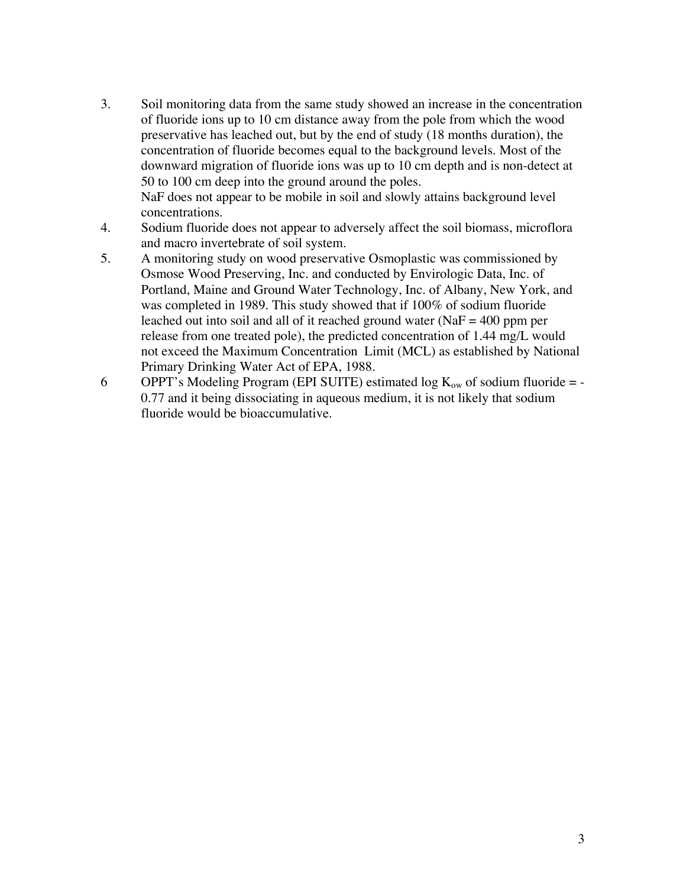3. Soil monitoring data from the same study showed an increase in the concentration of fluoride ions up to 10 cm distance away from the pole from which the wood preservative has leached out, but by the end of study (18 months duration), the concentration of fluoride becomes equal to the background levels. Most of the downward migration of fluoride ions was up to 10 cm depth and is non-detect at 50 to 100 cm deep into the ground around the poles.
   NaF does not appear to be mobile in soil and slowly attains background level concentrations.
4. Sodium fluoride does not appear to adversely affect the soil biomass, microflora and macro invertebrate of soil system.
5. A monitoring study on wood preservative Osmoplastic was commissioned by Osmose Wood Preserving, Inc. and conducted by Envirologic Data, Inc. of Portland, Maine and Ground Water Technology, Inc. of Albany, New York, and was completed in 1989. This study showed that if 100% of sodium fluoride leached out into soil and all of it reached ground water (NaF = 400 ppm per release from one treated pole), the predicted concentration of 1.44 mg/L would not exceed the Maximum Concentration Limit (MCL) as established by National Primary Drinking Water Act of EPA, 1988.
6. OPPT's Modeling Program (EPI SUITE) estimated log $K_{ow}$ of sodium fluoride = -0.77 and it being dissociating in aqueous medium, it is not likely that sodium fluoride would be bioaccumulative.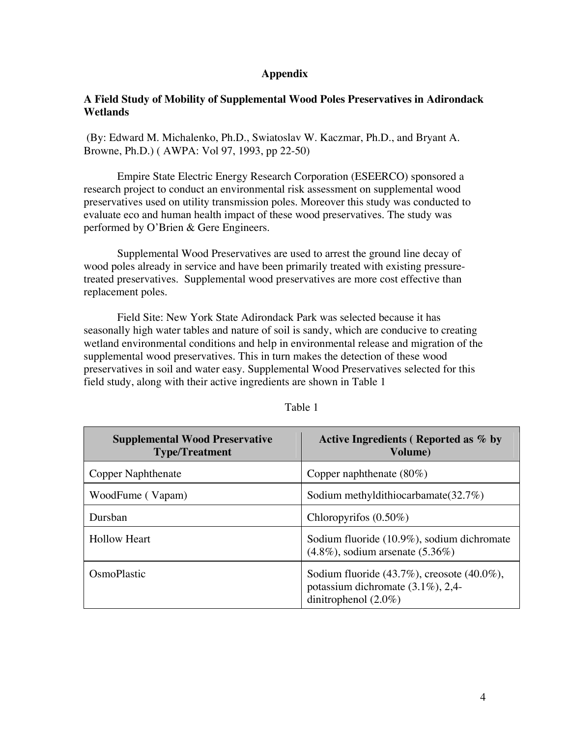## Appendix

### A Field Study of Mobility of Supplemental Wood Poles Preservatives in Adirondack Wetlands

(By: Edward M. Michalenko, Ph.D., Swiatoslav W. Kaczmar, Ph.D., and Bryant A. Browne, Ph.D.) ( AWPA: Vol 97, 1993, pp 22-50)

Empire State Electric Energy Research Corporation (ESEERCO) sponsored a research project to conduct an environmental risk assessment on supplemental wood preservatives used on utility transmission poles. Moreover this study was conducted to evaluate eco and human health impact of these wood preservatives. The study was performed by O'Brien & Gere Engineers.

Supplemental Wood Preservatives are used to arrest the ground line decay of wood poles already in service and have been primarily treated with existing pressure-treated preservatives. Supplemental wood preservatives are more cost effective than replacement poles.

Field Site: New York State Adirondack Park was selected because it has seasonally high water tables and nature of soil is sandy, which are conducive to creating wetland environmental conditions and help in environmental release and migration of the supplemental wood preservatives. This in turn makes the detection of these wood preservatives in soil and water easy. Supplemental Wood Preservatives selected for this field study, along with their active ingredients are shown in Table 1

Table 1

| Supplemental Wood Preservative Type/Treatment | Active Ingredients ( Reported as % by Volume) |
|---|---|
| Copper Naphthenate | Copper naphthenate (80%) |
| WoodFume ( Vapam) | Sodium methyldithiocarbamate(32.7%) |
| Dursban | Chloropyrifos (0.50%) |
| Hollow Heart | Sodium fluoride (10.9%), sodium dichromate (4.8%), sodium arsenate (5.36%) |
| OsmoPlastic | Sodium fluoride (43.7%), creosote (40.0%), potassium dichromate (3.1%), 2,4-dinitrophenol (2.0%) |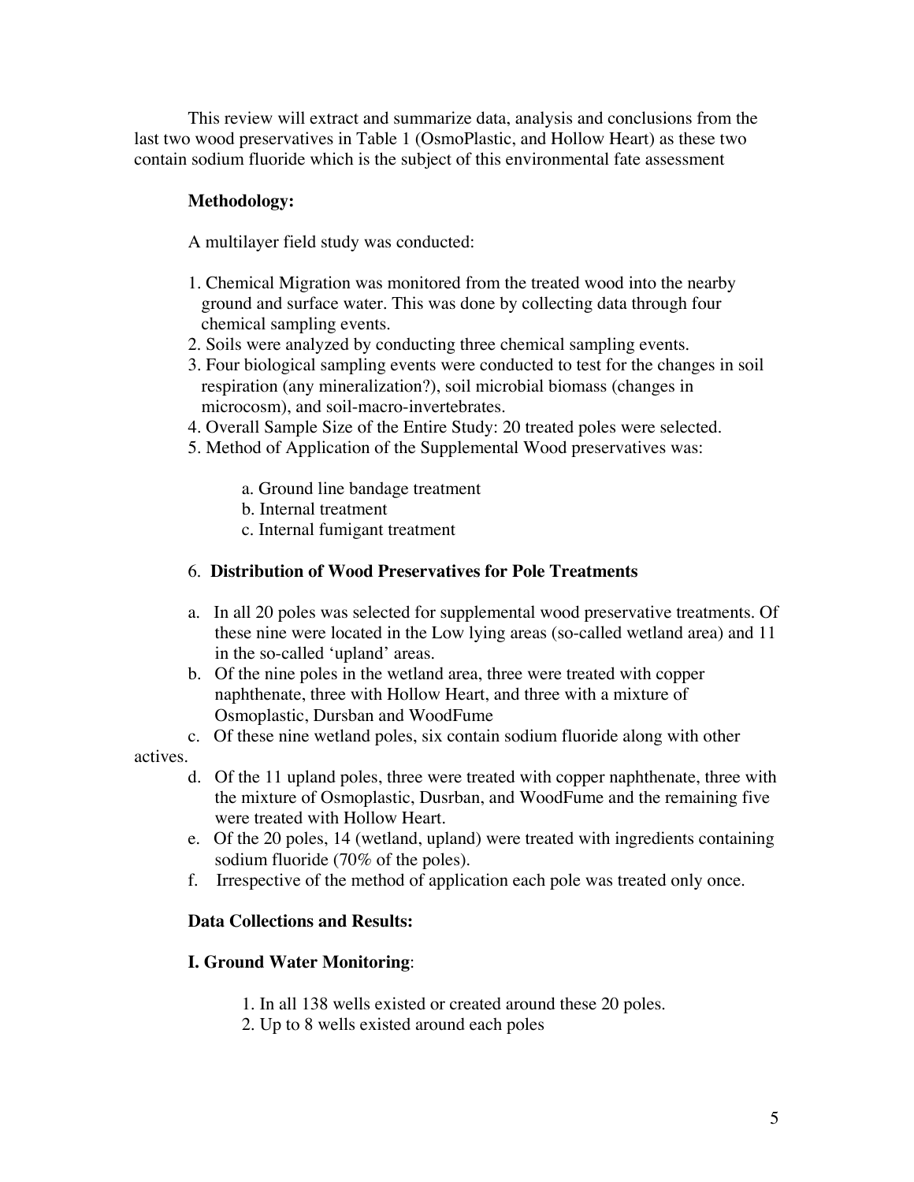This review will extract and summarize data, analysis and conclusions from the last two wood preservatives in Table 1 (OsmoPlastic, and Hollow Heart) as these two contain sodium fluoride which is the subject of this environmental fate assessment

**Methodology:**

A multilayer field study was conducted:

1. Chemical Migration was monitored from the treated wood into the nearby ground and surface water. This was done by collecting data through four chemical sampling events.
2. Soils were analyzed by conducting three chemical sampling events.
3. Four biological sampling events were conducted to test for the changes in soil respiration (any mineralization?), soil microbial biomass (changes in microcosm), and soil-macro-invertebrates.
4. Overall Sample Size of the Entire Study: 20 treated poles were selected.
5. Method of Application of the Supplemental Wood preservatives was:
   - a. Ground line bandage treatment
   - b. Internal treatment
   - c. Internal fumigant treatment
6. **Distribution of Wood Preservatives for Pole Treatments**
   - a. In all 20 poles was selected for supplemental wood preservative treatments. Of these nine were located in the Low lying areas (so-called wetland area) and 11 in the so-called 'upland' areas.
   - b. Of the nine poles in the wetland area, three were treated with copper naphthenate, three with Hollow Heart, and three with a mixture of Osmoplastic, Dursban and WoodFume
   - c. Of these nine wetland poles, six contain sodium fluoride along with other actives.
   - d. Of the 11 upland poles, three were treated with copper naphthenate, three with the mixture of Osmoplastic, Dusrban, and WoodFume and the remaining five were treated with Hollow Heart.
   - e. Of the 20 poles, 14 (wetland, upland) were treated with ingredients containing sodium fluoride (70% of the poles).
   - f. Irrespective of the method of application each pole was treated only once.

**Data Collections and Results:**

**I. Ground Water Monitoring**:

1. In all 138 wells existed or created around these 20 poles.
2. Up to 8 wells existed around each poles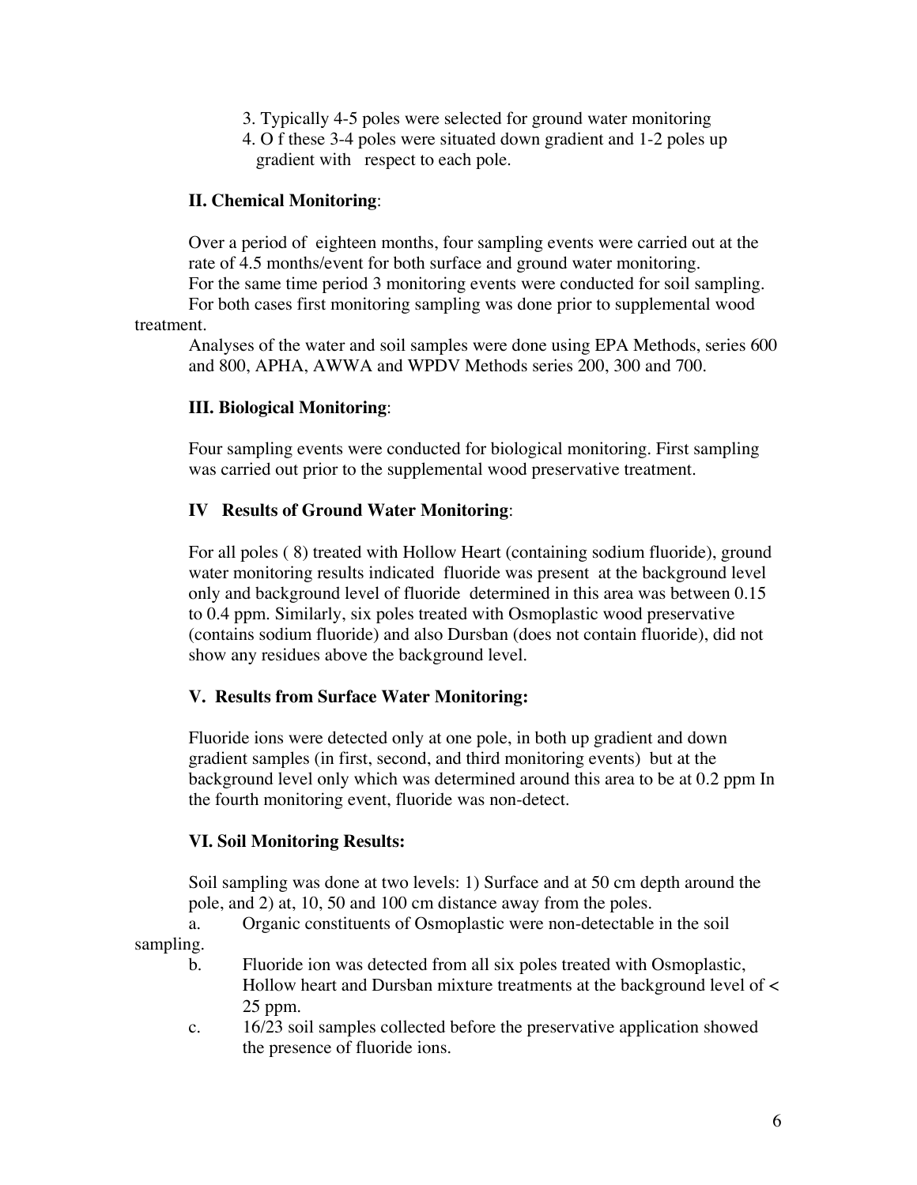3. Typically 4-5 poles were selected for ground water monitoring
4. O f these 3-4 poles were situated down gradient and 1-2 poles up gradient with respect to each pole.

**II. Chemical Monitoring**:

Over a period of eighteen months, four sampling events were carried out at the rate of 4.5 months/event for both surface and ground water monitoring.
For the same time period 3 monitoring events were conducted for soil sampling.
For both cases first monitoring sampling was done prior to supplemental wood treatment.
Analyses of the water and soil samples were done using EPA Methods, series 600 and 800, APHA, AWWA and WPDV Methods series 200, 300 and 700.

**III. Biological Monitoring**:

Four sampling events were conducted for biological monitoring. First sampling was carried out prior to the supplemental wood preservative treatment.

**IV Results of Ground Water Monitoring**:

For all poles ( 8) treated with Hollow Heart (containing sodium fluoride), ground water monitoring results indicated fluoride was present at the background level only and background level of fluoride determined in this area was between 0.15 to 0.4 ppm. Similarly, six poles treated with Osmoplastic wood preservative (contains sodium fluoride) and also Dursban (does not contain fluoride), did not show any residues above the background level.

**V. Results from Surface Water Monitoring:**

Fluoride ions were detected only at one pole, in both up gradient and down gradient samples (in first, second, and third monitoring events) but at the background level only which was determined around this area to be at 0.2 ppm In the fourth monitoring event, fluoride was non-detect.

**VI. Soil Monitoring Results:**

Soil sampling was done at two levels: 1) Surface and at 50 cm depth around the pole, and 2) at, 10, 50 and 100 cm distance away from the poles.

a. Organic constituents of Osmoplastic were non-detectable in the soil sampling.
b. Fluoride ion was detected from all six poles treated with Osmoplastic, Hollow heart and Dursban mixture treatments at the background level of < 25 ppm.
c. 16/23 soil samples collected before the preservative application showed the presence of fluoride ions.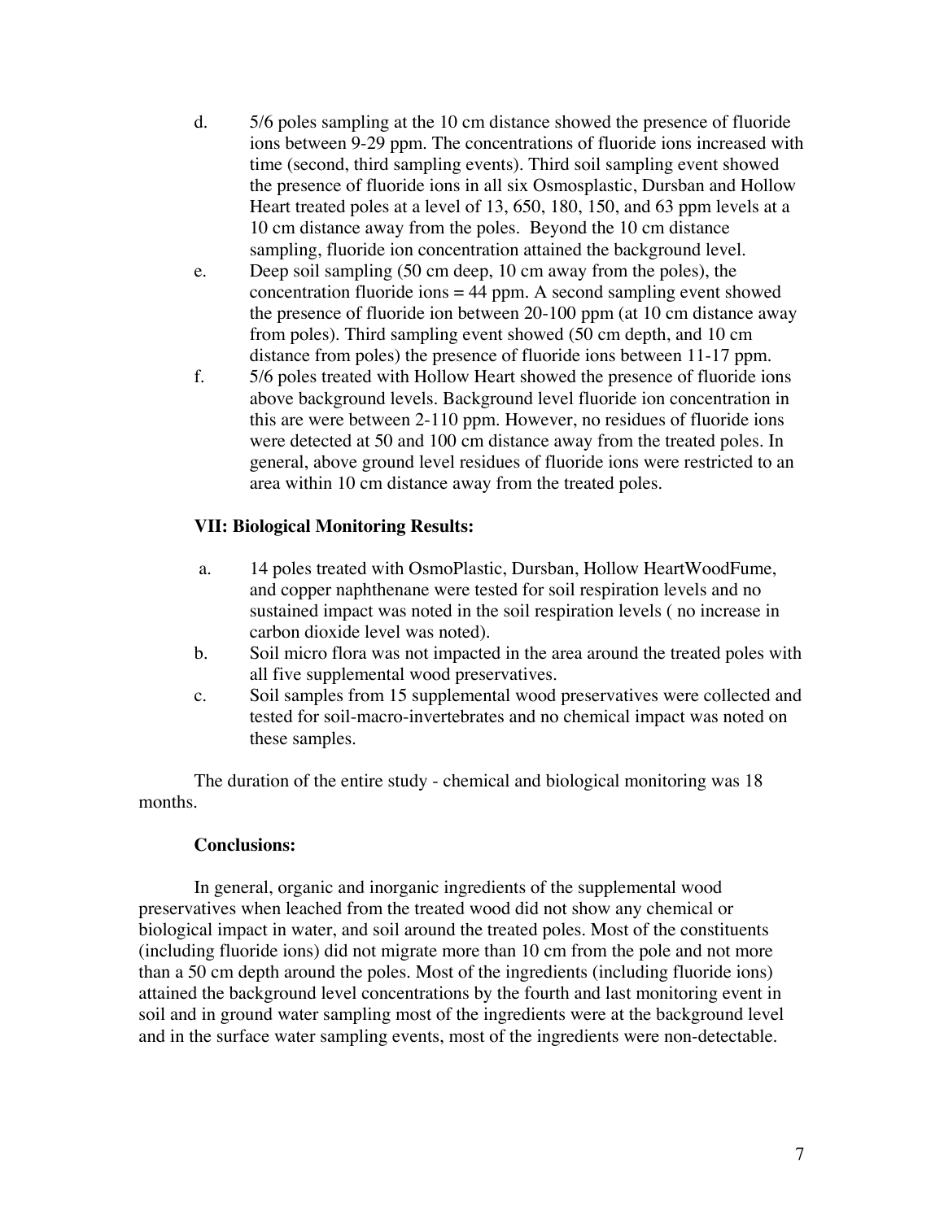d. 5/6 poles sampling at the 10 cm distance showed the presence of fluoride ions between 9-29 ppm. The concentrations of fluoride ions increased with time (second, third sampling events). Third soil sampling event showed the presence of fluoride ions in all six Osmosplastic, Dursban and Hollow Heart treated poles at a level of 13, 650, 180, 150, and 63 ppm levels at a 10 cm distance away from the poles. Beyond the 10 cm distance sampling, fluoride ion concentration attained the background level.

e. Deep soil sampling (50 cm deep, 10 cm away from the poles), the concentration fluoride ions = 44 ppm. A second sampling event showed the presence of fluoride ion between 20-100 ppm (at 10 cm distance away from poles). Third sampling event showed (50 cm depth, and 10 cm distance from poles) the presence of fluoride ions between 11-17 ppm.

f. 5/6 poles treated with Hollow Heart showed the presence of fluoride ions above background levels. Background level fluoride ion concentration in this are were between 2-110 ppm. However, no residues of fluoride ions were detected at 50 and 100 cm distance away from the treated poles. In general, above ground level residues of fluoride ions were restricted to an area within 10 cm distance away from the treated poles.

### VII: Biological Monitoring Results:

a. 14 poles treated with OsmoPlastic, Dursban, Hollow HeartWoodFume, and copper naphthenane were tested for soil respiration levels and no sustained impact was noted in the soil respiration levels ( no increase in carbon dioxide level was noted).

b. Soil micro flora was not impacted in the area around the treated poles with all five supplemental wood preservatives.

c. Soil samples from 15 supplemental wood preservatives were collected and tested for soil-macro-invertebrates and no chemical impact was noted on these samples.

The duration of the entire study - chemical and biological monitoring was 18 months.

### Conclusions:

In general, organic and inorganic ingredients of the supplemental wood preservatives when leached from the treated wood did not show any chemical or biological impact in water, and soil around the treated poles. Most of the constituents (including fluoride ions) did not migrate more than 10 cm from the pole and not more than a 50 cm depth around the poles. Most of the ingredients (including fluoride ions) attained the background level concentrations by the fourth and last monitoring event in soil and in ground water sampling most of the ingredients were at the background level and in the surface water sampling events, most of the ingredients were non-detectable.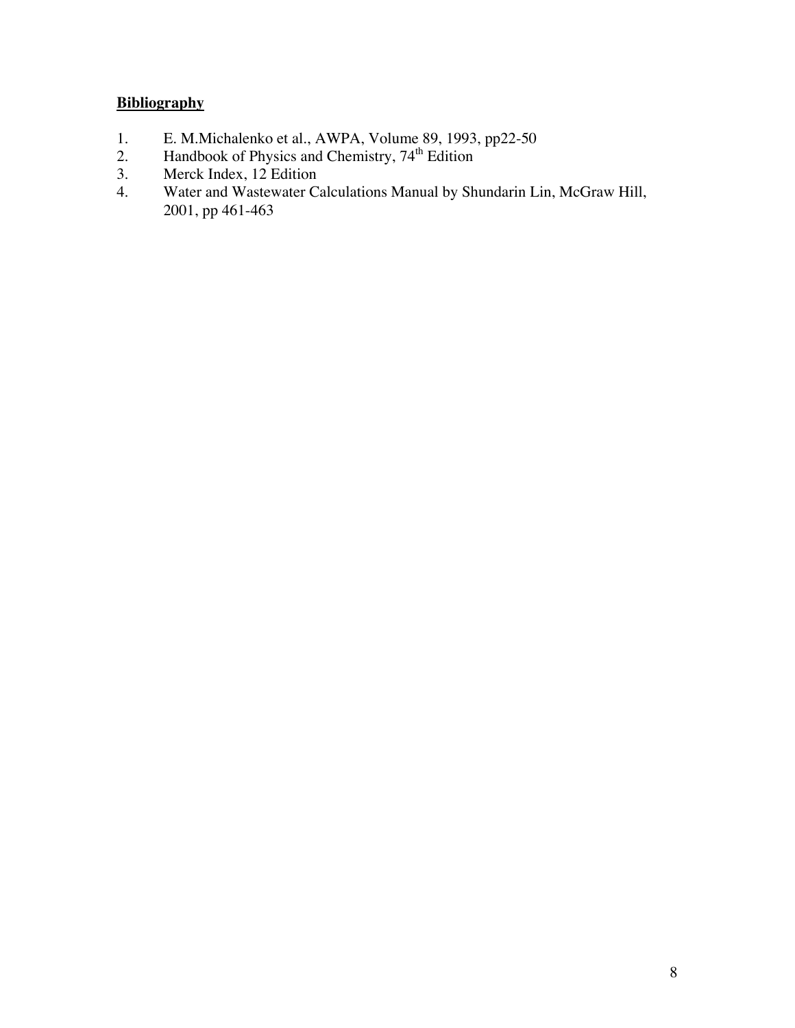**Bibliography**

1. E. M.Michalenko et al., AWPA, Volume 89, 1993, pp22-50
2. Handbook of Physics and Chemistry, 74$^{th}$ Edition
3. Merck Index, 12 Edition
4. Water and Wastewater Calculations Manual by Shundarin Lin, McGraw Hill, 2001, pp 461-463